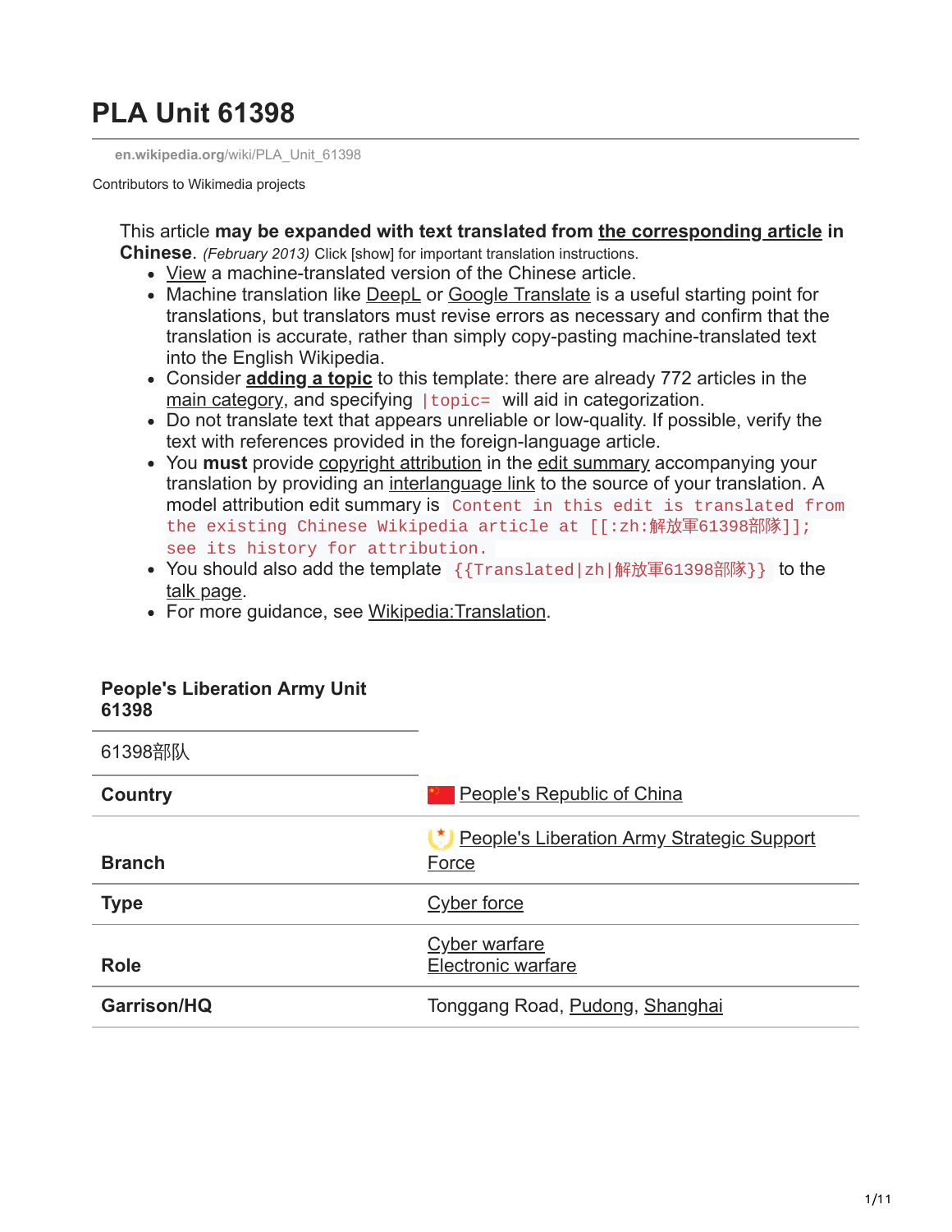# PLA Unit 61398

en.wikipedia.org/wiki/PLA_Unit_61398

Contributors to Wikimedia projects

This article **may be expanded with text translated from the corresponding article in Chinese**. *(February 2013)* Click [show] for important translation instructions.

- View a machine-translated version of the Chinese article.
- Machine translation like DeepL or Google Translate is a useful starting point for translations, but translators must revise errors as necessary and confirm that the translation is accurate, rather than simply copy-pasting machine-translated text into the English Wikipedia.
- Consider **adding a topic** to this template: there are already 772 articles in the main category, and specifying `|topic=` will aid in categorization.
- Do not translate text that appears unreliable or low-quality. If possible, verify the text with references provided in the foreign-language article.
- You **must** provide copyright attribution in the edit summary accompanying your translation by providing an interlanguage link to the source of your translation. A model attribution edit summary is `Content in this edit is translated from the existing Chinese Wikipedia article at [[:zh:解放軍61398部隊]]; see its history for attribution.`
- You should also add the template `{{Translated|zh|解放軍61398部隊}}` to the talk page.
- For more guidance, see Wikipedia:Translation.

| **People's Liberation Army Unit 61398** | |
|---|---|
| 61398部队 | |
| **Country** | People's Republic of China |
| **Branch** | People's Liberation Army Strategic Support Force |
| **Type** | Cyber force |
| **Role** | Cyber warfare<br>Electronic warfare |
| **Garrison/HQ** | Tonggang Road, Pudong, Shanghai |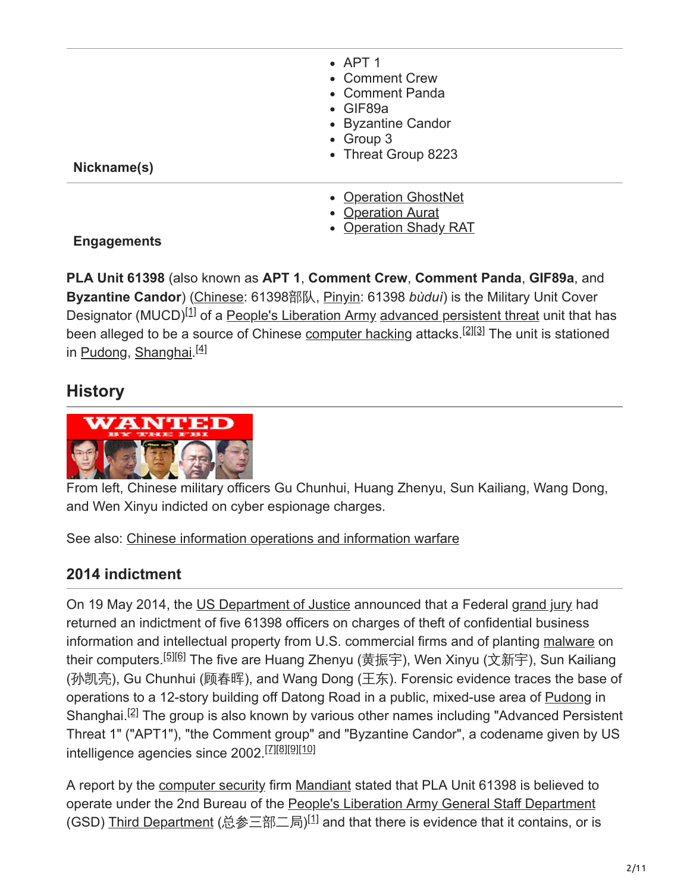| | |
|---|---|
| **Nickname(s)** | - APT 1<br>- Comment Crew<br>- Comment Panda<br>- GIF89a<br>- Byzantine Candor<br>- Group 3<br>- Threat Group 8223 |
| **Engagements** | - Operation GhostNet<br>- Operation Aurat<br>- Operation Shady RAT |

**PLA Unit 61398** (also known as **APT 1**, **Comment Crew**, **Comment Panda**, **GIF89a**, and **Byzantine Candor**) (Chinese: 61398部队, Pinyin: 61398 *bùduì*) is the Military Unit Cover Designator (MUCD)[1] of a People's Liberation Army advanced persistent threat unit that has been alleged to be a source of Chinese computer hacking attacks.[2][3] The unit is stationed in Pudong, Shanghai.[4]

## History

From left, Chinese military officers Gu Chunhui, Huang Zhenyu, Sun Kailiang, Wang Dong, and Wen Xinyu indicted on cyber espionage charges.

See also: Chinese information operations and information warfare

### 2014 indictment

On 19 May 2014, the US Department of Justice announced that a Federal grand jury had returned an indictment of five 61398 officers on charges of theft of confidential business information and intellectual property from U.S. commercial firms and of planting malware on their computers.[5][6] The five are Huang Zhenyu (黄振宇), Wen Xinyu (文新宇), Sun Kailiang (孙凯亮), Gu Chunhui (顾春晖), and Wang Dong (王东). Forensic evidence traces the base of operations to a 12-story building off Datong Road in a public, mixed-use area of Pudong in Shanghai.[2] The group is also known by various other names including "Advanced Persistent Threat 1" ("APT1"), "the Comment group" and "Byzantine Candor", a codename given by US intelligence agencies since 2002.[7][8][9][10]

A report by the computer security firm Mandiant stated that PLA Unit 61398 is believed to operate under the 2nd Bureau of the People's Liberation Army General Staff Department (GSD) Third Department (总参三部二局)[1] and that there is evidence that it contains, or is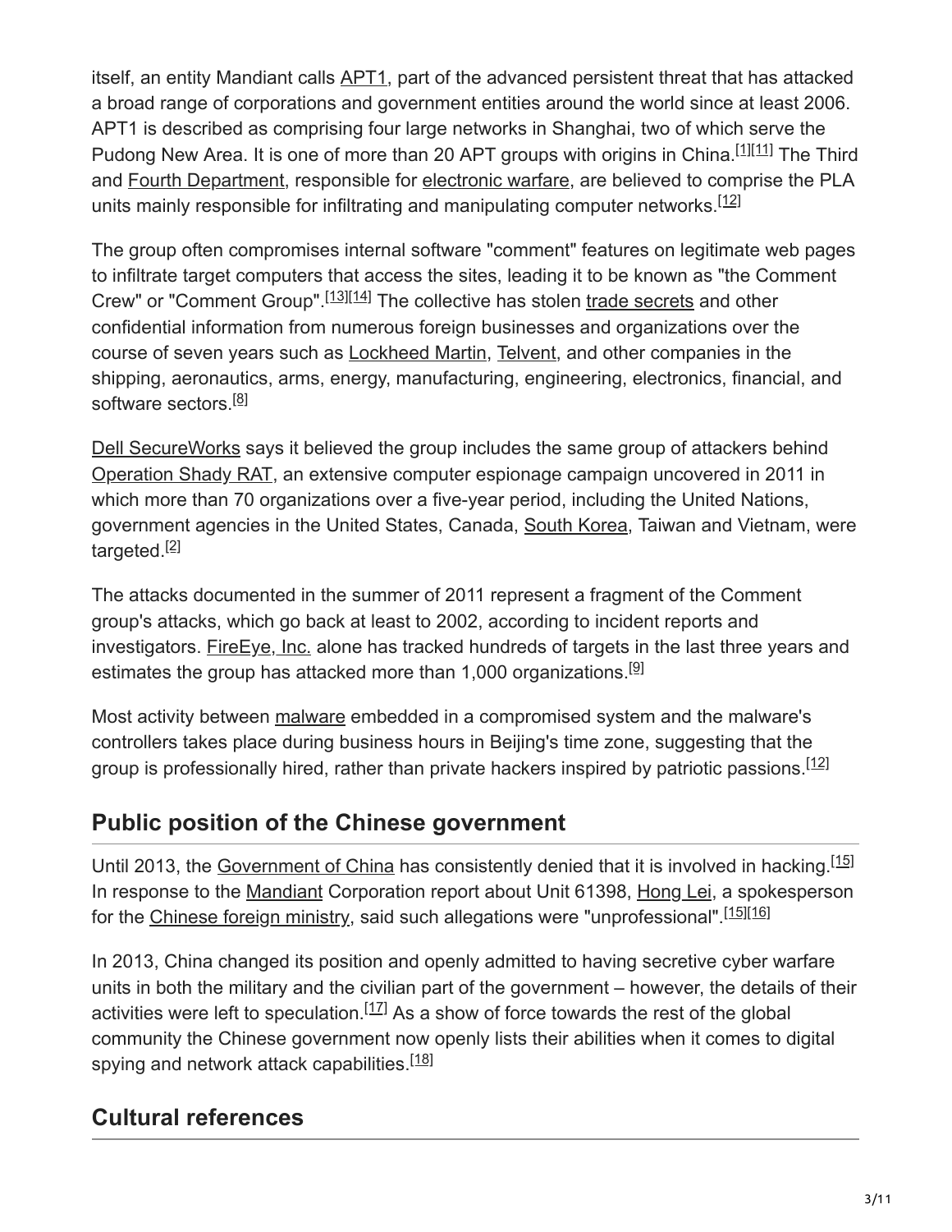itself, an entity Mandiant calls APT1, part of the advanced persistent threat that has attacked a broad range of corporations and government entities around the world since at least 2006. APT1 is described as comprising four large networks in Shanghai, two of which serve the Pudong New Area. It is one of more than 20 APT groups with origins in China.[1][11] The Third and Fourth Department, responsible for electronic warfare, are believed to comprise the PLA units mainly responsible for infiltrating and manipulating computer networks.[12]

The group often compromises internal software "comment" features on legitimate web pages to infiltrate target computers that access the sites, leading it to be known as "the Comment Crew" or "Comment Group".[13][14] The collective has stolen trade secrets and other confidential information from numerous foreign businesses and organizations over the course of seven years such as Lockheed Martin, Telvent, and other companies in the shipping, aeronautics, arms, energy, manufacturing, engineering, electronics, financial, and software sectors.[8]

Dell SecureWorks says it believed the group includes the same group of attackers behind Operation Shady RAT, an extensive computer espionage campaign uncovered in 2011 in which more than 70 organizations over a five-year period, including the United Nations, government agencies in the United States, Canada, South Korea, Taiwan and Vietnam, were targeted.[2]

The attacks documented in the summer of 2011 represent a fragment of the Comment group's attacks, which go back at least to 2002, according to incident reports and investigators. FireEye, Inc. alone has tracked hundreds of targets in the last three years and estimates the group has attacked more than 1,000 organizations.[9]

Most activity between malware embedded in a compromised system and the malware's controllers takes place during business hours in Beijing's time zone, suggesting that the group is professionally hired, rather than private hackers inspired by patriotic passions.[12]

## Public position of the Chinese government

Until 2013, the Government of China has consistently denied that it is involved in hacking.[15] In response to the Mandiant Corporation report about Unit 61398, Hong Lei, a spokesperson for the Chinese foreign ministry, said such allegations were "unprofessional".[15][16]

In 2013, China changed its position and openly admitted to having secretive cyber warfare units in both the military and the civilian part of the government – however, the details of their activities were left to speculation.[17] As a show of force towards the rest of the global community the Chinese government now openly lists their abilities when it comes to digital spying and network attack capabilities.[18]

## Cultural references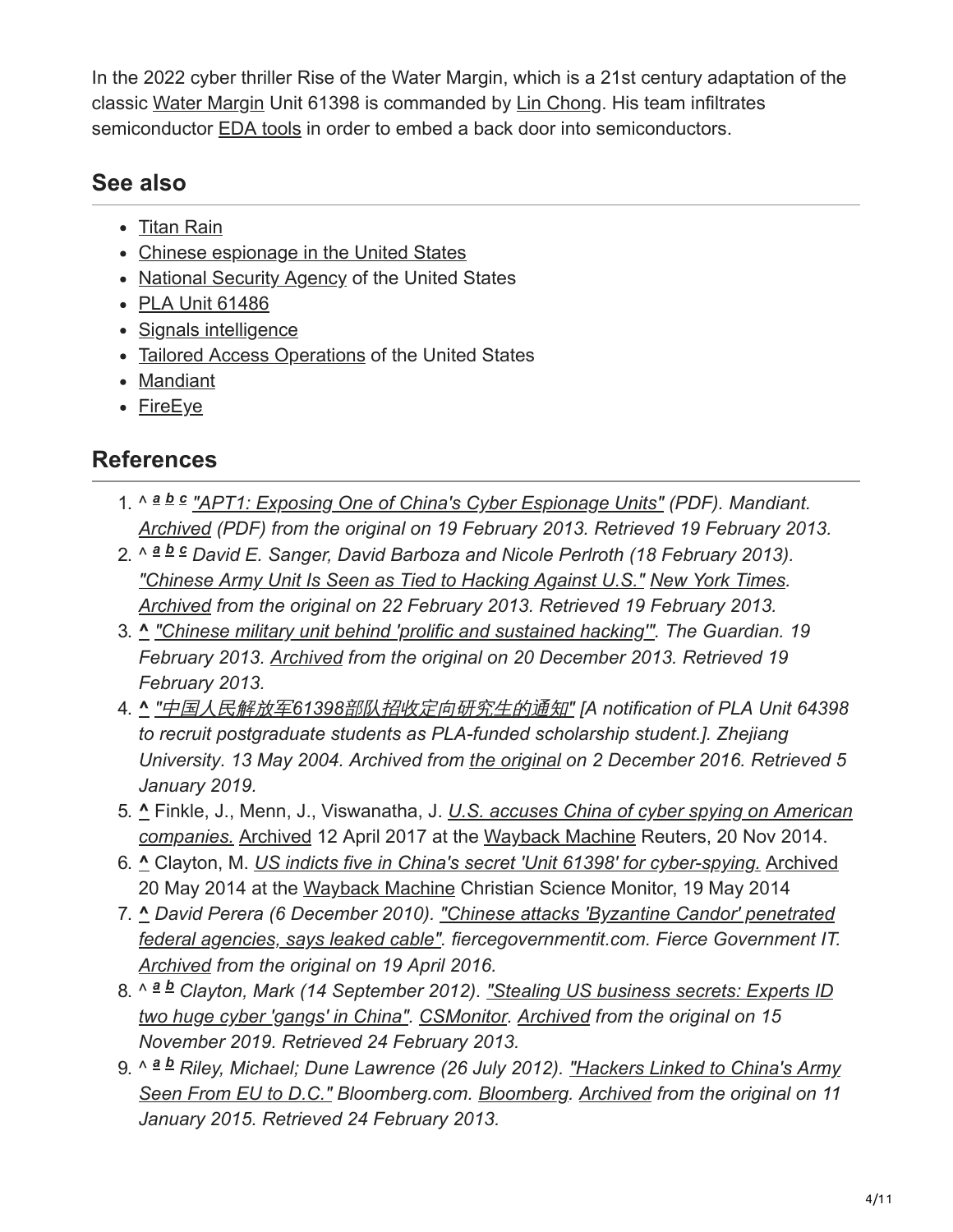In the 2022 cyber thriller Rise of the Water Margin, which is a 21st century adaptation of the classic Water Margin Unit 61398 is commanded by Lin Chong. His team infiltrates semiconductor EDA tools in order to embed a back door into semiconductors.

## See also

- Titan Rain
- Chinese espionage in the United States
- National Security Agency of the United States
- PLA Unit 61486
- Signals intelligence
- Tailored Access Operations of the United States
- Mandiant
- FireEye

## References

1. ^ *a b c* *"APT1: Exposing One of China's Cyber Espionage Units" (PDF). Mandiant. Archived (PDF) from the original on 19 February 2013. Retrieved 19 February 2013.*
2. ^ *a b c* *David E. Sanger, David Barboza and Nicole Perlroth (18 February 2013). "Chinese Army Unit Is Seen as Tied to Hacking Against U.S." New York Times. Archived from the original on 22 February 2013. Retrieved 19 February 2013.*
3. ^ *"Chinese military unit behind 'prolific and sustained hacking'". The Guardian. 19 February 2013. Archived from the original on 20 December 2013. Retrieved 19 February 2013.*
4. ^ *"中国人民解放军61398部队招收定向研究生的通知" [A notification of PLA Unit 64398 to recruit postgraduate students as PLA-funded scholarship student.]. Zhejiang University. 13 May 2004. Archived from the original on 2 December 2016. Retrieved 5 January 2019.*
5. ^ Finkle, J., Menn, J., Viswanatha, J. *U.S. accuses China of cyber spying on American companies.* Archived 12 April 2017 at the Wayback Machine Reuters, 20 Nov 2014.
6. ^ Clayton, M. *US indicts five in China's secret 'Unit 61398' for cyber-spying.* Archived 20 May 2014 at the Wayback Machine Christian Science Monitor, 19 May 2014
7. ^ *David Perera (6 December 2010). "Chinese attacks 'Byzantine Candor' penetrated federal agencies, says leaked cable". fiercegovernmentit.com. Fierce Government IT. Archived from the original on 19 April 2016.*
8. ^ *a b* *Clayton, Mark (14 September 2012). "Stealing US business secrets: Experts ID two huge cyber 'gangs' in China". CSMonitor. Archived from the original on 15 November 2019. Retrieved 24 February 2013.*
9. ^ *a b* *Riley, Michael; Dune Lawrence (26 July 2012). "Hackers Linked to China's Army Seen From EU to D.C." Bloomberg.com. Bloomberg. Archived from the original on 11 January 2015. Retrieved 24 February 2013.*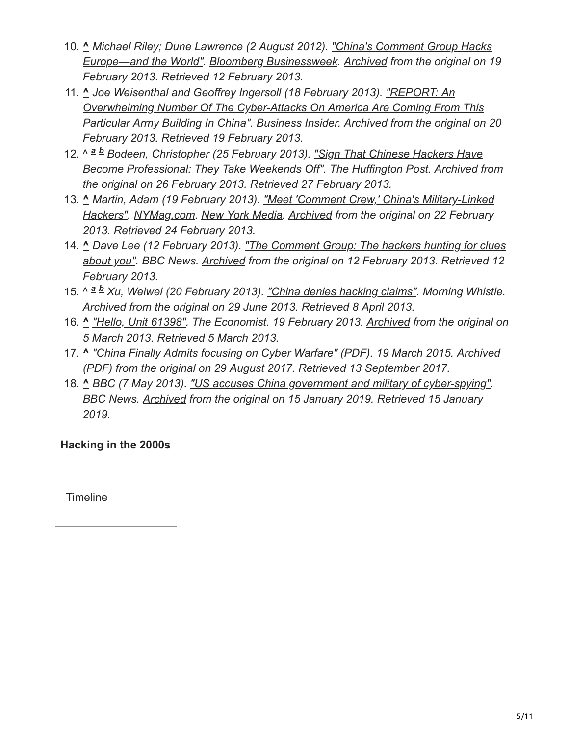10. **^** *Michael Riley; Dune Lawrence (2 August 2012). "China's Comment Group Hacks Europe—and the World". Bloomberg Businessweek. Archived from the original on 19 February 2013. Retrieved 12 February 2013.*
11. **^** *Joe Weisenthal and Geoffrey Ingersoll (18 February 2013). "REPORT: An Overwhelming Number Of The Cyber-Attacks On America Are Coming From This Particular Army Building In China". Business Insider. Archived from the original on 20 February 2013. Retrieved 19 February 2013.*
12. ^ ***a*** ***b*** *Bodeen, Christopher (25 February 2013). "Sign That Chinese Hackers Have Become Professional: They Take Weekends Off". The Huffington Post. Archived from the original on 26 February 2013. Retrieved 27 February 2013.*
13. **^** *Martin, Adam (19 February 2013). "Meet 'Comment Crew,' China's Military-Linked Hackers". NYMag.com. New York Media. Archived from the original on 22 February 2013. Retrieved 24 February 2013.*
14. **^** *Dave Lee (12 February 2013). "The Comment Group: The hackers hunting for clues about you". BBC News. Archived from the original on 12 February 2013. Retrieved 12 February 2013.*
15. ^ ***a*** ***b*** *Xu, Weiwei (20 February 2013). "China denies hacking claims". Morning Whistle. Archived from the original on 29 June 2013. Retrieved 8 April 2013.*
16. **^** *"Hello, Unit 61398". The Economist. 19 February 2013. Archived from the original on 5 March 2013. Retrieved 5 March 2013.*
17. **^** *"China Finally Admits focusing on Cyber Warfare" (PDF). 19 March 2015. Archived (PDF) from the original on 29 August 2017. Retrieved 13 September 2017.*
18. **^** *BBC (7 May 2013). "US accuses China government and military of cyber-spying". BBC News. Archived from the original on 15 January 2019. Retrieved 15 January 2019.*

**Hacking in the 2000s**

Timeline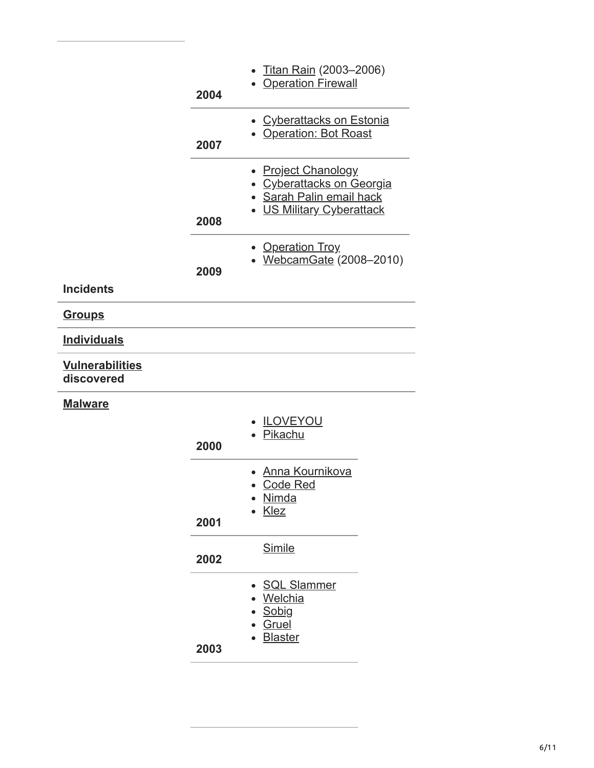| | |
|---|---|
| **2004** | - Titan Rain (2003–2006)<br>- Operation Firewall |
| **2007** | - Cyberattacks on Estonia<br>- Operation: Bot Roast |
| **2008** | - Project Chanology<br>- Cyberattacks on Georgia<br>- Sarah Palin email hack<br>- US Military Cyberattack |
| **2009** | - Operation Troy<br>- WebcamGate (2008–2010) |

**Incidents**

**Groups**

**Individuals**

**Vulnerabilities discovered**

**Malware**

| | |
|---|---|
| **2000** | - ILOVEYOU<br>- Pikachu |
| **2001** | - Anna Kournikova<br>- Code Red<br>- Nimda<br>- Klez |
| **2002** | Simile |
| **2003** | - SQL Slammer<br>- Welchia<br>- Sobig<br>- Gruel<br>- Blaster |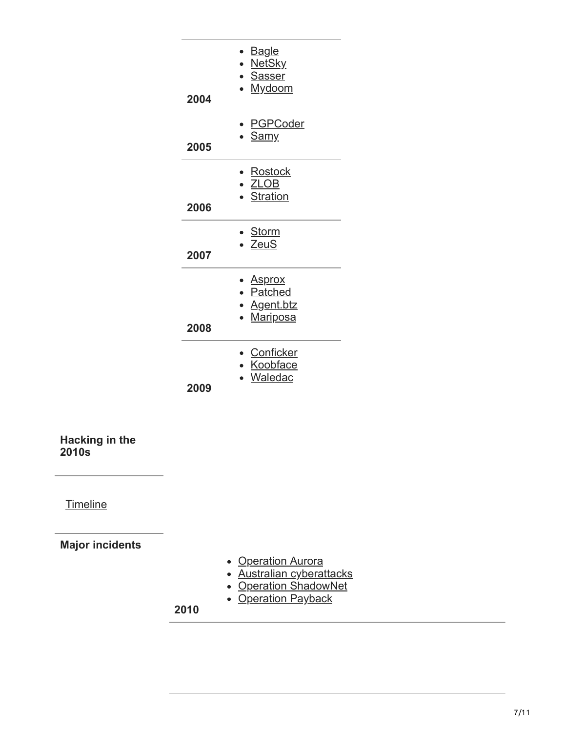| | |
|---|---|
| 2004 | - Bagle<br>- NetSky<br>- Sasser<br>- Mydoom |
| 2005 | - PGPCoder<br>- Samy |
| 2006 | - Rostock<br>- ZLOB<br>- Stration |
| 2007 | - Storm<br>- ZeuS |
| 2008 | - Asprox<br>- Patched<br>- Agent.btz<br>- Mariposa |
| 2009 | - Conficker<br>- Koobface<br>- Waledac |

**Hacking in the 2010s**

Timeline

**Major incidents**

| | |
|---|---|
| 2010 | - Operation Aurora<br>- Australian cyberattacks<br>- Operation ShadowNet<br>- Operation Payback |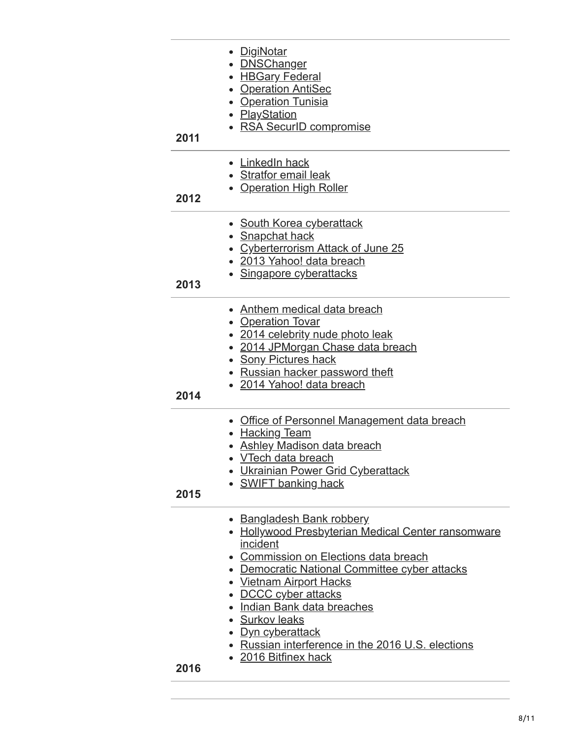| Year | Events |
| --- | --- |
| 2011 | • DigiNotar<br>• DNSChanger<br>• HBGary Federal<br>• Operation AntiSec<br>• Operation Tunisia<br>• PlayStation<br>• RSA SecurID compromise |
| 2012 | • LinkedIn hack<br>• Stratfor email leak<br>• Operation High Roller |
| 2013 | • South Korea cyberattack<br>• Snapchat hack<br>• Cyberterrorism Attack of June 25<br>• 2013 Yahoo! data breach<br>• Singapore cyberattacks |
| 2014 | • Anthem medical data breach<br>• Operation Tovar<br>• 2014 celebrity nude photo leak<br>• 2014 JPMorgan Chase data breach<br>• Sony Pictures hack<br>• Russian hacker password theft<br>• 2014 Yahoo! data breach |
| 2015 | • Office of Personnel Management data breach<br>• Hacking Team<br>• Ashley Madison data breach<br>• VTech data breach<br>• Ukrainian Power Grid Cyberattack<br>• SWIFT banking hack |
| 2016 | • Bangladesh Bank robbery<br>• Hollywood Presbyterian Medical Center ransomware incident<br>• Commission on Elections data breach<br>• Democratic National Committee cyber attacks<br>• Vietnam Airport Hacks<br>• DCCC cyber attacks<br>• Indian Bank data breaches<br>• Surkov leaks<br>• Dyn cyberattack<br>• Russian interference in the 2016 U.S. elections<br>• 2016 Bitfinex hack |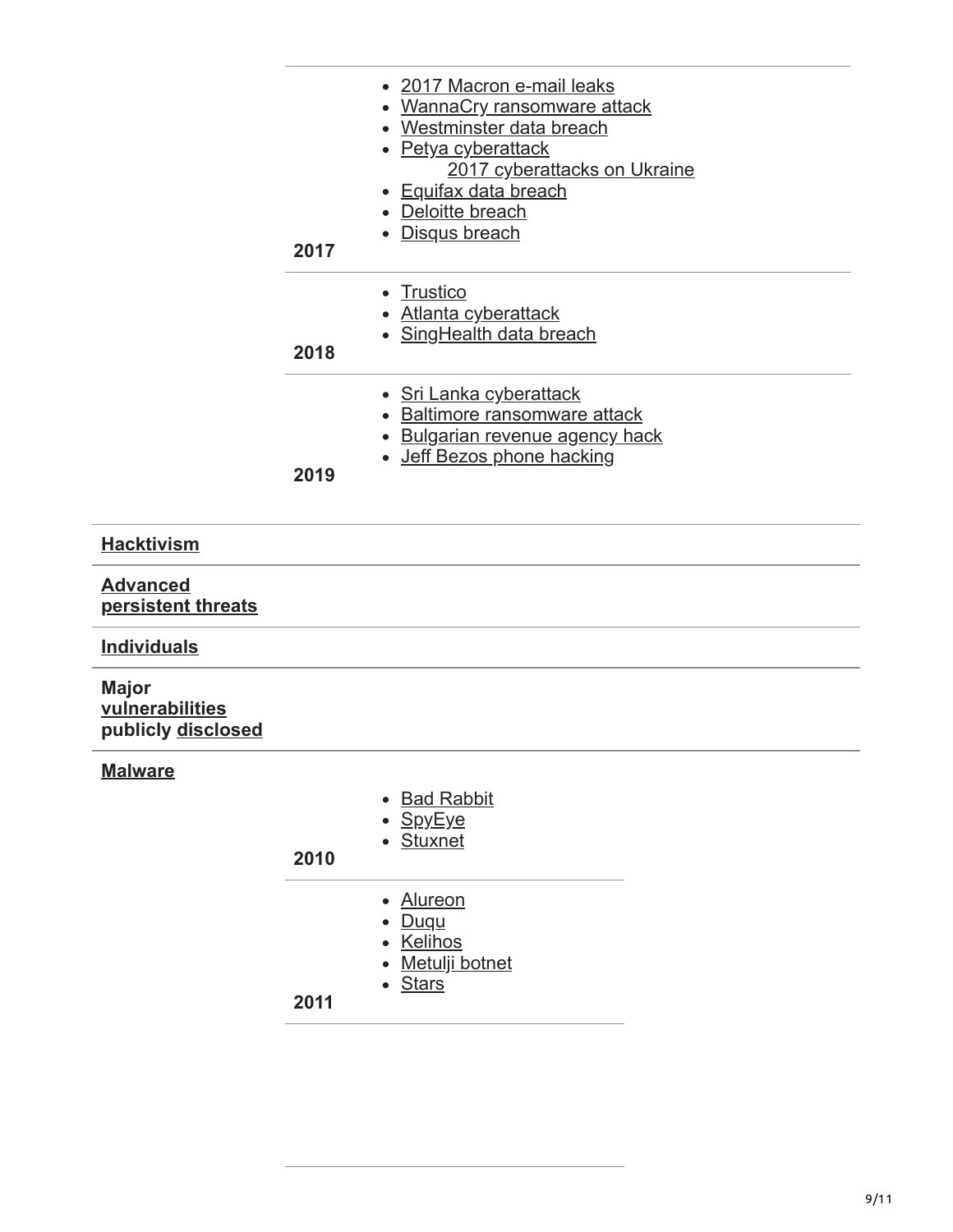| | | |
|---|---|---|
| | 2017 | - 2017 Macron e-mail leaks<br>- WannaCry ransomware attack<br>- Westminster data breach<br>- Petya cyberattack<br>  2017 cyberattacks on Ukraine<br>- Equifax data breach<br>- Deloitte breach<br>- Disqus breach |
| | 2018 | - Trustico<br>- Atlanta cyberattack<br>- SingHealth data breach |
| | 2019 | - Sri Lanka cyberattack<br>- Baltimore ransomware attack<br>- Bulgarian revenue agency hack<br>- Jeff Bezos phone hacking |
| **Hacktivism** | | |
| **Advanced persistent threats** | | |
| **Individuals** | | |
| **Major vulnerabilities publicly disclosed** | | |
| **Malware** | 2010 | - Bad Rabbit<br>- SpyEye<br>- Stuxnet |
| | 2011 | - Alureon<br>- Duqu<br>- Kelihos<br>- Metulji botnet<br>- Stars |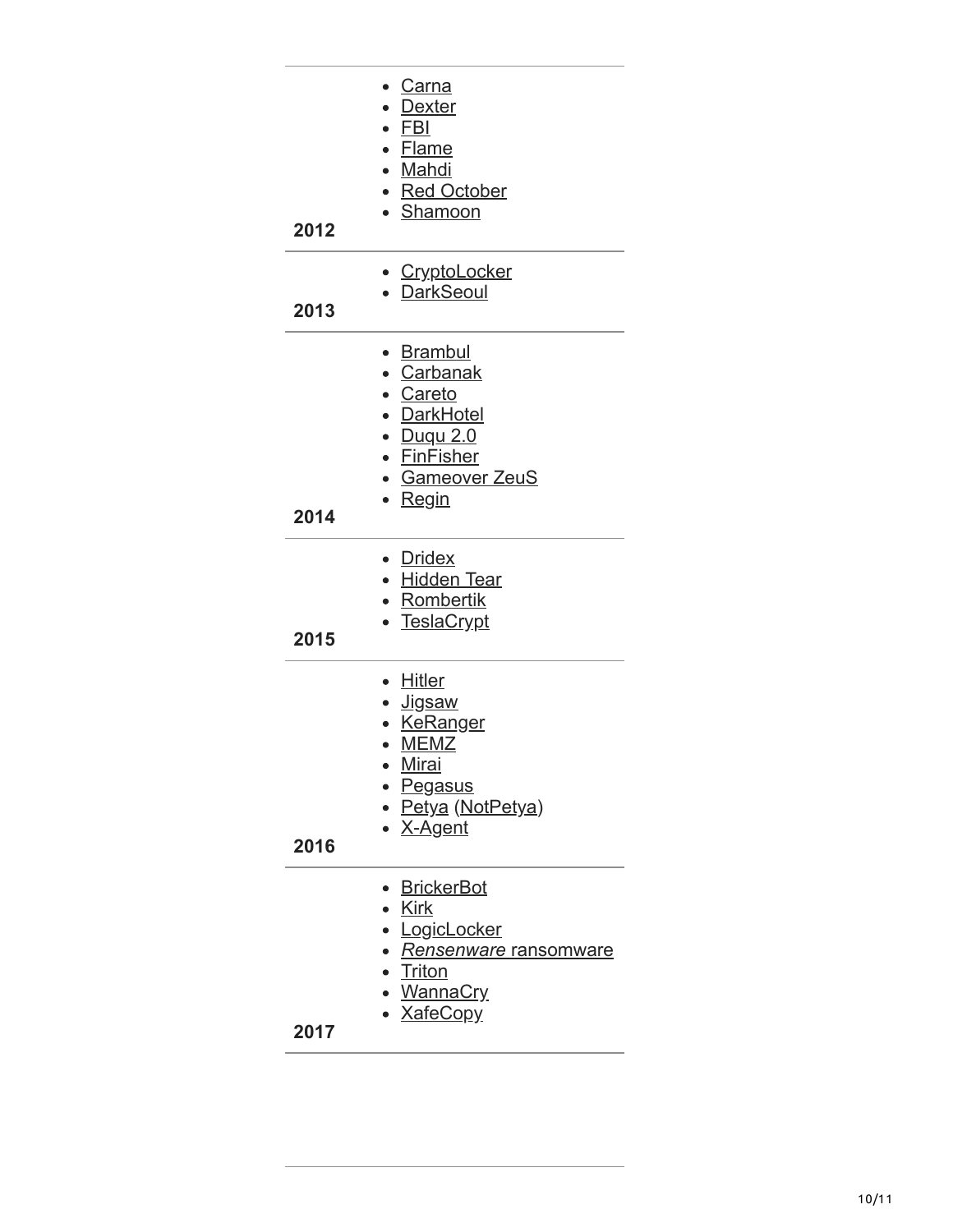| | |
|---|---|
| **2012** | - Carna<br>- Dexter<br>- FBI<br>- Flame<br>- Mahdi<br>- Red October<br>- Shamoon |
| **2013** | - CryptoLocker<br>- DarkSeoul |
| **2014** | - Brambul<br>- Carbanak<br>- Careto<br>- DarkHotel<br>- Duqu 2.0<br>- FinFisher<br>- Gameover ZeuS<br>- Regin |
| **2015** | - Dridex<br>- Hidden Tear<br>- Rombertik<br>- TeslaCrypt |
| **2016** | - Hitler<br>- Jigsaw<br>- KeRanger<br>- MEMZ<br>- Mirai<br>- Pegasus<br>- Petya (NotPetya)<br>- X-Agent |
| **2017** | - BrickerBot<br>- Kirk<br>- LogicLocker<br>- *Rensenware* ransomware<br>- Triton<br>- WannaCry<br>- XafeCopy |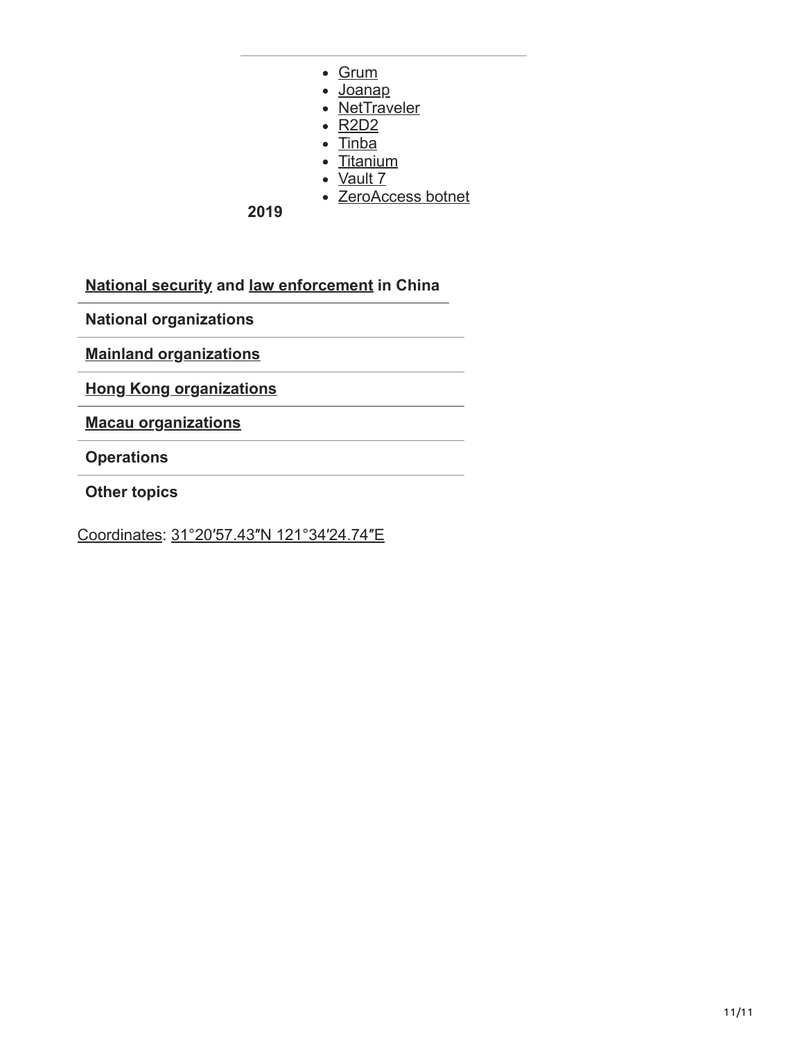- Grum
- Joanap
- NetTraveler
- R2D2
- Tinba
- Titanium
- Vault 7
- ZeroAccess botnet

**2019**

**National security and law enforcement in China**

**National organizations**

**Mainland organizations**

**Hong Kong organizations**

**Macau organizations**

**Operations**

**Other topics**

Coordinates: 31°20′57.43″N 121°34′24.74″E